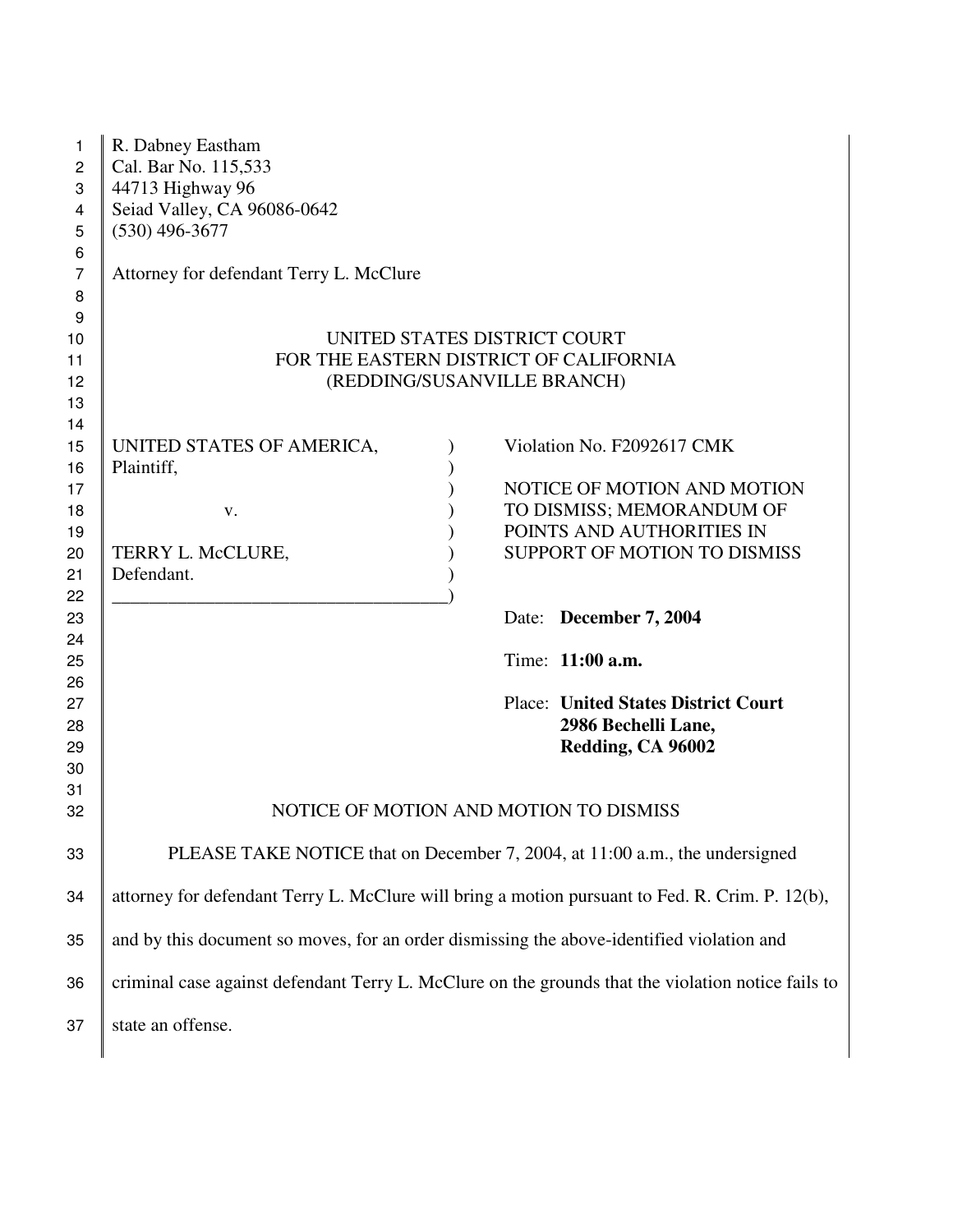R. Dabney Eastham
Cal. Bar No. 115,533
44713 Highway 96
Seiad Valley, CA 96086-0642
(530) 496-3677

Attorney for defendant Terry L. McClure

UNITED STATES DISTRICT COURT
FOR THE EASTERN DISTRICT OF CALIFORNIA
(REDDING/SUSANVILLE BRANCH)

| | |
|---|---|
| UNITED STATES OF AMERICA, Plaintiff, v. TERRY L. McCLURE, Defendant. | Violation No. F2092617 CMK<br><br>NOTICE OF MOTION AND MOTION TO DISMISS; MEMORANDUM OF POINTS AND AUTHORITIES IN SUPPORT OF MOTION TO DISMISS<br><br>Date: **December 7, 2004**<br><br>Time: **11:00 a.m.**<br><br>Place: **United States District Court 2986 Bechelli Lane, Redding, CA 96002** |

## NOTICE OF MOTION AND MOTION TO DISMISS

PLEASE TAKE NOTICE that on December 7, 2004, at 11:00 a.m., the undersigned attorney for defendant Terry L. McClure will bring a motion pursuant to Fed. R. Crim. P. 12(b), and by this document so moves, for an order dismissing the above-identified violation and criminal case against defendant Terry L. McClure on the grounds that the violation notice fails to state an offense.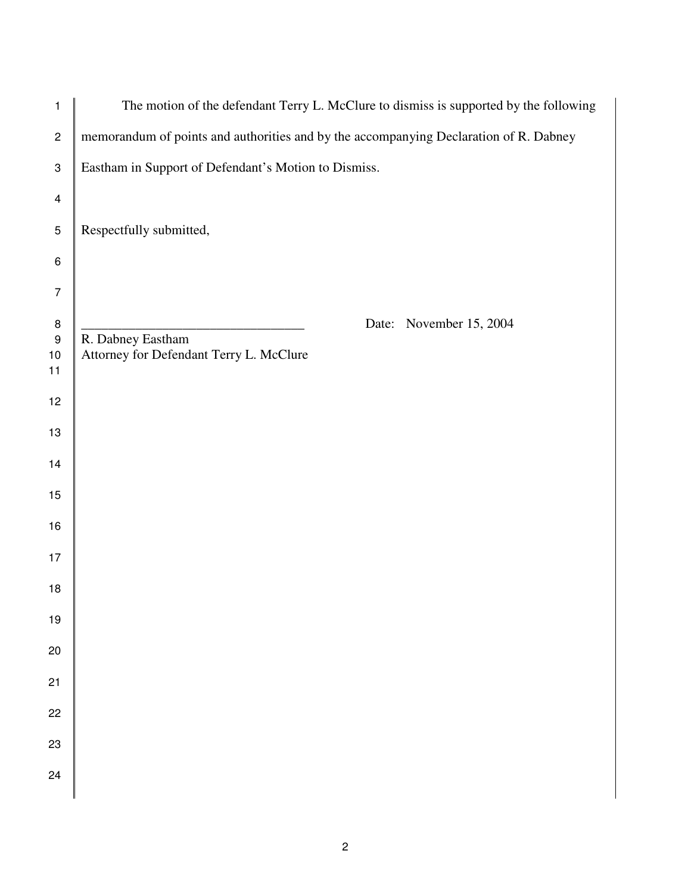The motion of the defendant Terry L. McClure to dismiss is supported by the following memorandum of points and authorities and by the accompanying Declaration of R. Dabney Eastham in Support of Defendant's Motion to Dismiss.

Respectfully submitted,

_________________________________ Date: November 15, 2004

R. Dabney Eastham
Attorney for Defendant Terry L. McClure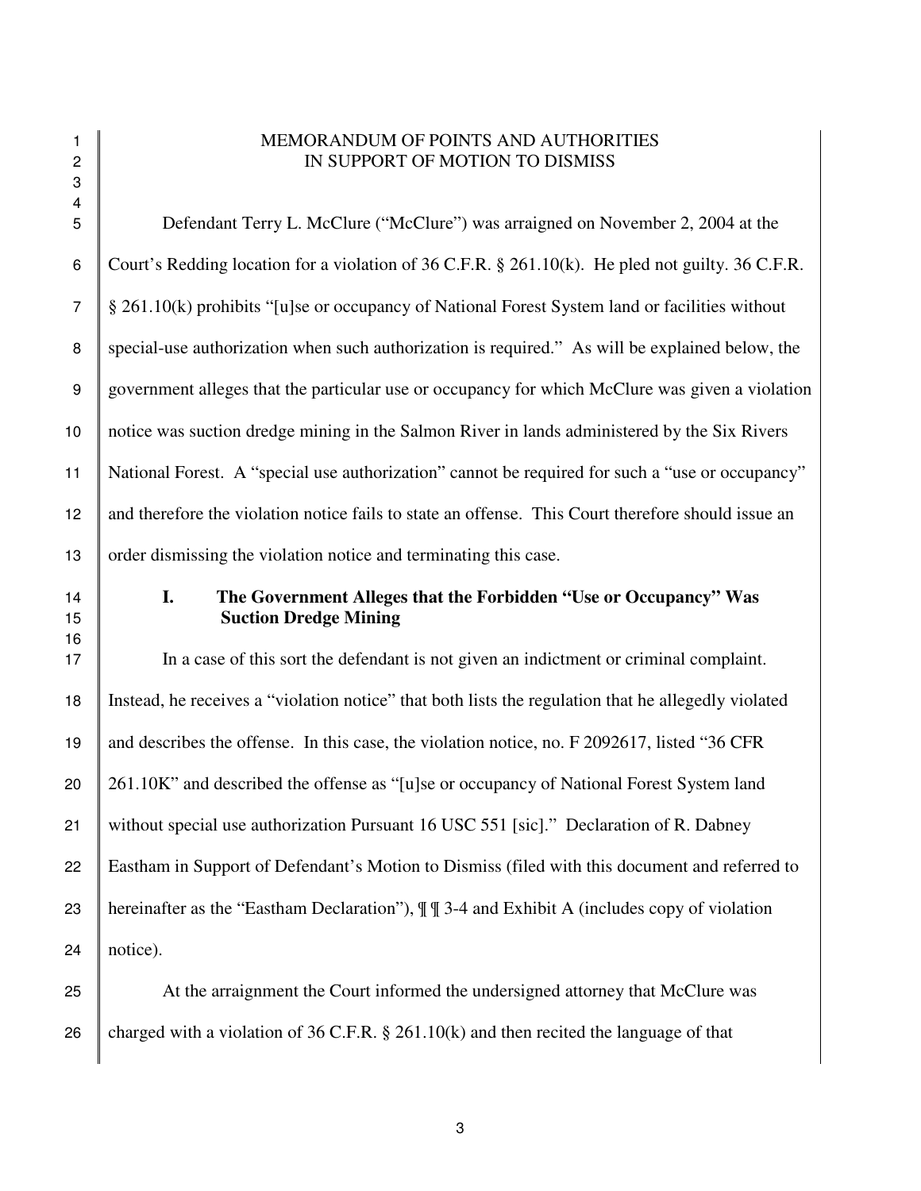# MEMORANDUM OF POINTS AND AUTHORITIES IN SUPPORT OF MOTION TO DISMISS

Defendant Terry L. McClure ("McClure") was arraigned on November 2, 2004 at the Court's Redding location for a violation of 36 C.F.R. § 261.10(k). He pled not guilty. 36 C.F.R. § 261.10(k) prohibits "[u]se or occupancy of National Forest System land or facilities without special-use authorization when such authorization is required." As will be explained below, the government alleges that the particular use or occupancy for which McClure was given a violation notice was suction dredge mining in the Salmon River in lands administered by the Six Rivers National Forest. A "special use authorization" cannot be required for such a "use or occupancy" and therefore the violation notice fails to state an offense. This Court therefore should issue an order dismissing the violation notice and terminating this case.

## I. The Government Alleges that the Forbidden "Use or Occupancy" Was Suction Dredge Mining

In a case of this sort the defendant is not given an indictment or criminal complaint. Instead, he receives a "violation notice" that both lists the regulation that he allegedly violated and describes the offense. In this case, the violation notice, no. F 2092617, listed "36 CFR 261.10K" and described the offense as "[u]se or occupancy of National Forest System land without special use authorization Pursuant 16 USC 551 [sic]." Declaration of R. Dabney Eastham in Support of Defendant's Motion to Dismiss (filed with this document and referred to hereinafter as the "Eastham Declaration"), ¶ ¶ 3-4 and Exhibit A (includes copy of violation notice).

At the arraignment the Court informed the undersigned attorney that McClure was charged with a violation of 36 C.F.R. § 261.10(k) and then recited the language of that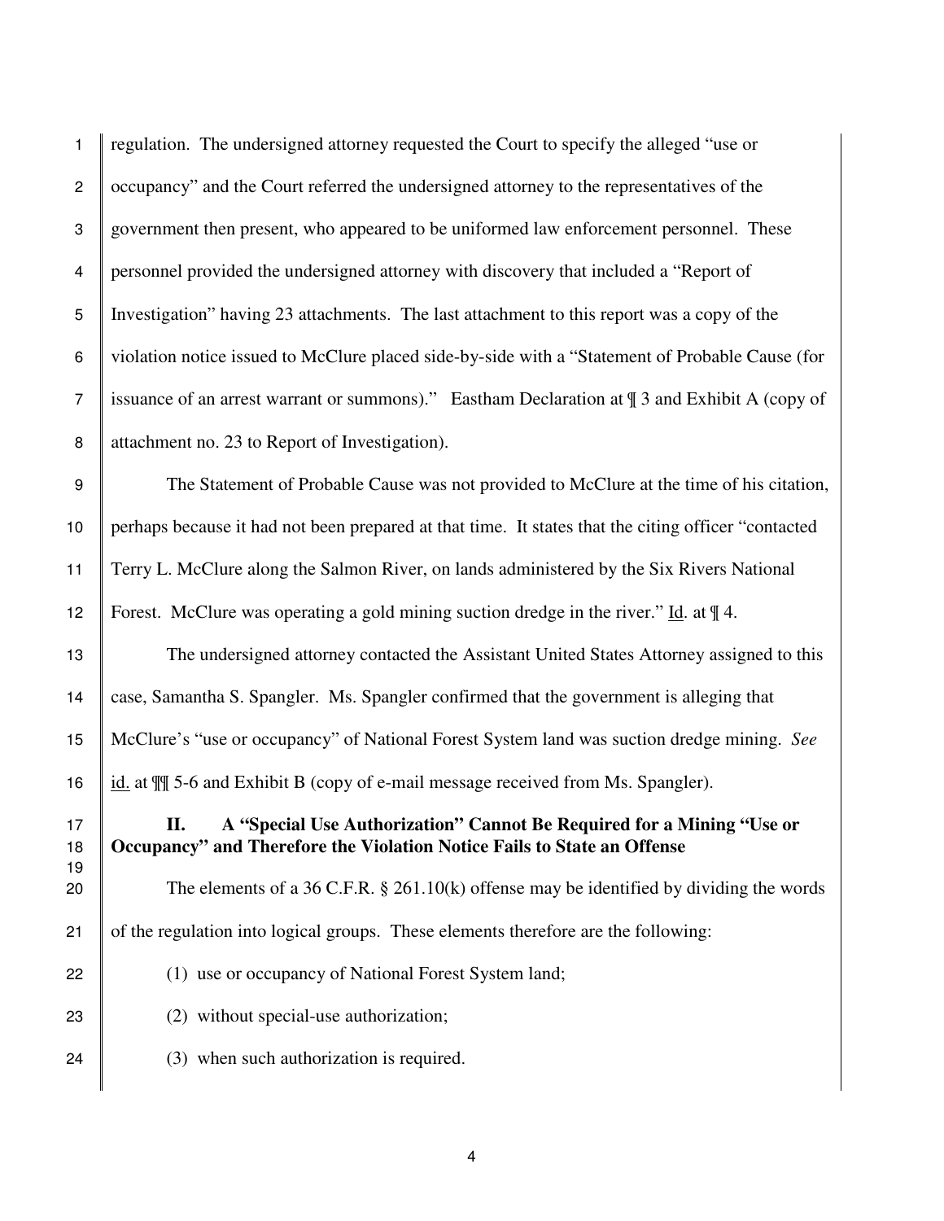regulation. The undersigned attorney requested the Court to specify the alleged "use or occupancy" and the Court referred the undersigned attorney to the representatives of the government then present, who appeared to be uniformed law enforcement personnel. These personnel provided the undersigned attorney with discovery that included a "Report of Investigation" having 23 attachments. The last attachment to this report was a copy of the violation notice issued to McClure placed side-by-side with a "Statement of Probable Cause (for issuance of an arrest warrant or summons)." Eastham Declaration at ¶ 3 and Exhibit A (copy of attachment no. 23 to Report of Investigation).

The Statement of Probable Cause was not provided to McClure at the time of his citation, perhaps because it had not been prepared at that time. It states that the citing officer "contacted Terry L. McClure along the Salmon River, on lands administered by the Six Rivers National Forest. McClure was operating a gold mining suction dredge in the river." Id. at ¶ 4.

The undersigned attorney contacted the Assistant United States Attorney assigned to this case, Samantha S. Spangler. Ms. Spangler confirmed that the government is alleging that McClure's "use or occupancy" of National Forest System land was suction dredge mining. *See* id. at ¶¶ 5-6 and Exhibit B (copy of e-mail message received from Ms. Spangler).

## II. A "Special Use Authorization" Cannot Be Required for a Mining "Use or Occupancy" and Therefore the Violation Notice Fails to State an Offense

The elements of a 36 C.F.R. § 261.10(k) offense may be identified by dividing the words of the regulation into logical groups. These elements therefore are the following:

(1) use or occupancy of National Forest System land;

(2) without special-use authorization;

(3) when such authorization is required.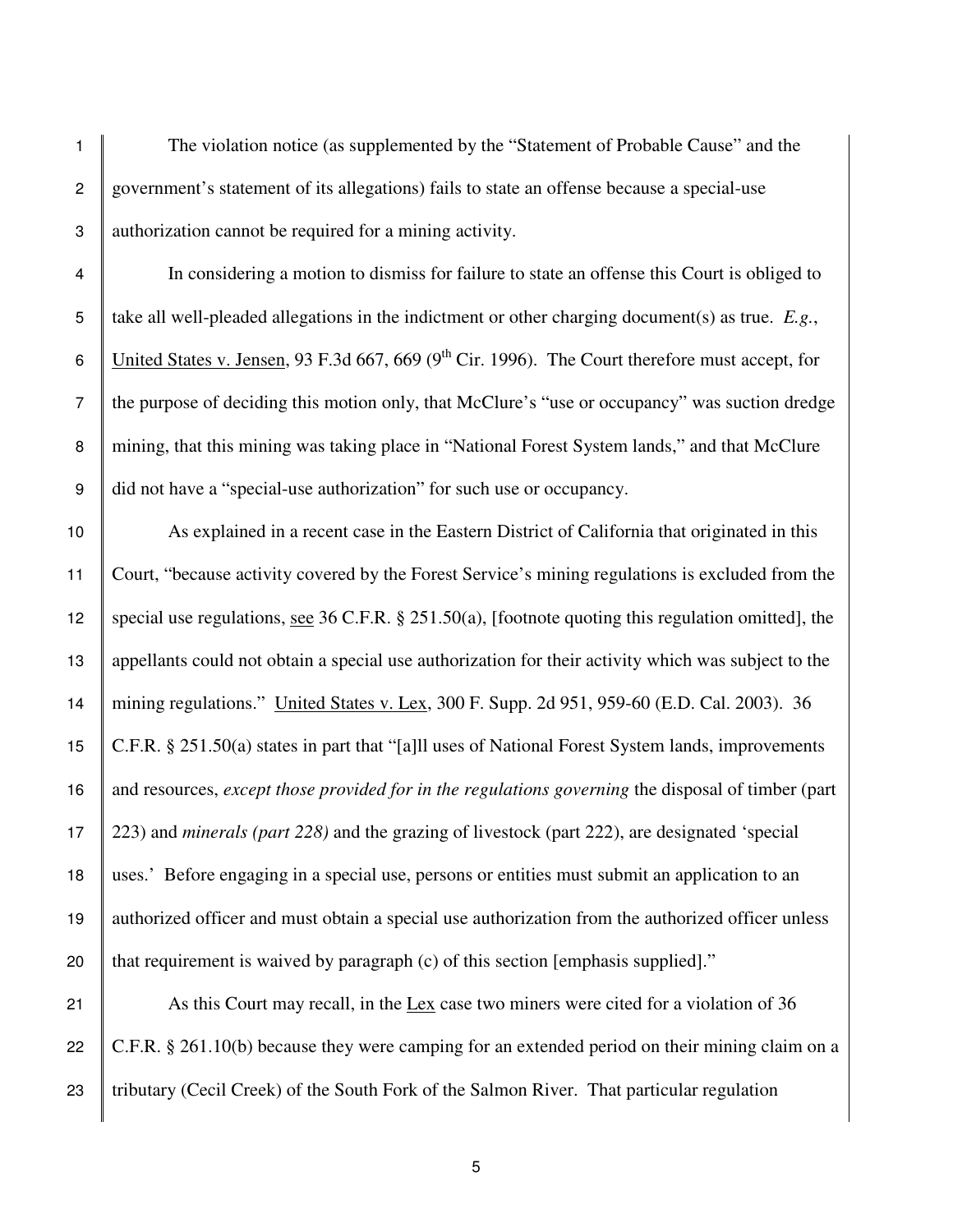The violation notice (as supplemented by the "Statement of Probable Cause" and the government's statement of its allegations) fails to state an offense because a special-use authorization cannot be required for a mining activity.

In considering a motion to dismiss for failure to state an offense this Court is obliged to take all well-pleaded allegations in the indictment or other charging document(s) as true. *E.g.*, United States v. Jensen, 93 F.3d 667, 669 (9th Cir. 1996). The Court therefore must accept, for the purpose of deciding this motion only, that McClure's "use or occupancy" was suction dredge mining, that this mining was taking place in "National Forest System lands," and that McClure did not have a "special-use authorization" for such use or occupancy.

As explained in a recent case in the Eastern District of California that originated in this Court, "because activity covered by the Forest Service's mining regulations is excluded from the special use regulations, see 36 C.F.R. § 251.50(a), [footnote quoting this regulation omitted], the appellants could not obtain a special use authorization for their activity which was subject to the mining regulations." United States v. Lex, 300 F. Supp. 2d 951, 959-60 (E.D. Cal. 2003). 36 C.F.R. § 251.50(a) states in part that "[a]ll uses of National Forest System lands, improvements and resources, *except those provided for in the regulations governing* the disposal of timber (part 223) and *minerals (part 228)* and the grazing of livestock (part 222), are designated 'special uses.' Before engaging in a special use, persons or entities must submit an application to an authorized officer and must obtain a special use authorization from the authorized officer unless that requirement is waived by paragraph (c) of this section [emphasis supplied]."

As this Court may recall, in the Lex case two miners were cited for a violation of 36 C.F.R. § 261.10(b) because they were camping for an extended period on their mining claim on a tributary (Cecil Creek) of the South Fork of the Salmon River. That particular regulation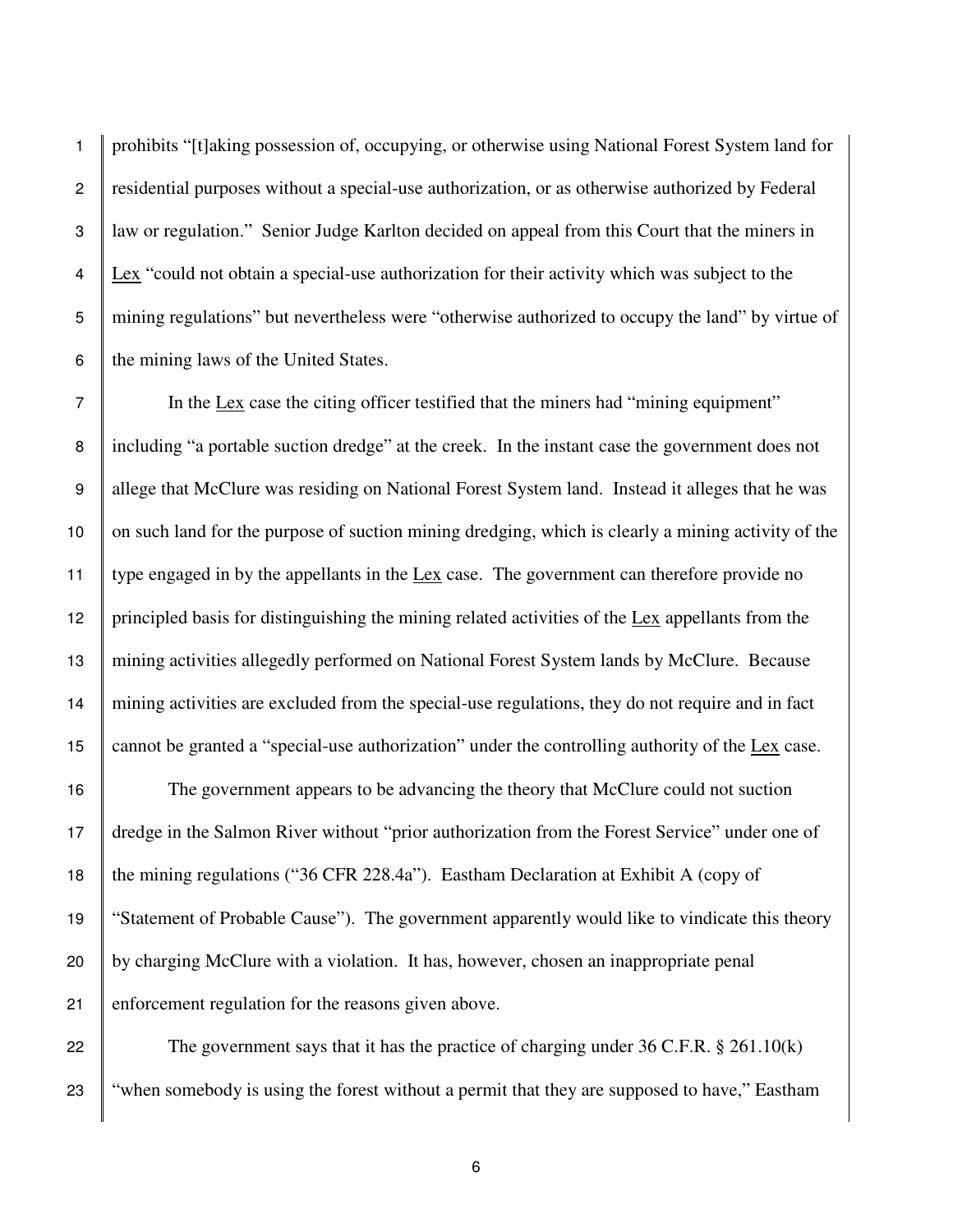prohibits "[t]aking possession of, occupying, or otherwise using National Forest System land for residential purposes without a special-use authorization, or as otherwise authorized by Federal law or regulation." Senior Judge Karlton decided on appeal from this Court that the miners in Lex "could not obtain a special-use authorization for their activity which was subject to the mining regulations" but nevertheless were "otherwise authorized to occupy the land" by virtue of the mining laws of the United States.

In the Lex case the citing officer testified that the miners had "mining equipment" including "a portable suction dredge" at the creek. In the instant case the government does not allege that McClure was residing on National Forest System land. Instead it alleges that he was on such land for the purpose of suction mining dredging, which is clearly a mining activity of the type engaged in by the appellants in the Lex case. The government can therefore provide no principled basis for distinguishing the mining related activities of the Lex appellants from the mining activities allegedly performed on National Forest System lands by McClure. Because mining activities are excluded from the special-use regulations, they do not require and in fact cannot be granted a "special-use authorization" under the controlling authority of the Lex case.

The government appears to be advancing the theory that McClure could not suction dredge in the Salmon River without "prior authorization from the Forest Service" under one of the mining regulations ("36 CFR 228.4a"). Eastham Declaration at Exhibit A (copy of "Statement of Probable Cause"). The government apparently would like to vindicate this theory by charging McClure with a violation. It has, however, chosen an inappropriate penal enforcement regulation for the reasons given above.

The government says that it has the practice of charging under 36 C.F.R. § 261.10(k) "when somebody is using the forest without a permit that they are supposed to have," Eastham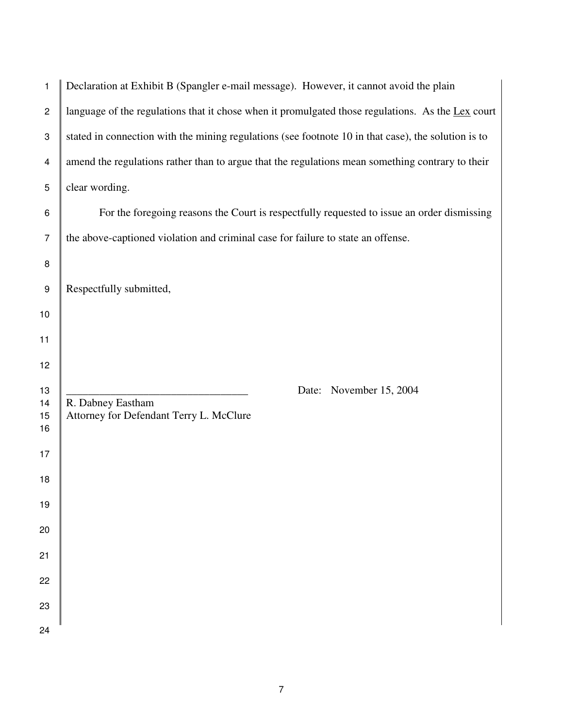Declaration at Exhibit B (Spangler e-mail message). However, it cannot avoid the plain language of the regulations that it chose when it promulgated those regulations. As the Lex court stated in connection with the mining regulations (see footnote 10 in that case), the solution is to amend the regulations rather than to argue that the regulations mean something contrary to their clear wording.

For the foregoing reasons the Court is respectfully requested to issue an order dismissing the above-captioned violation and criminal case for failure to state an offense.

Respectfully submitted,

_________________________________ Date: November 15, 2004

R. Dabney Eastham
Attorney for Defendant Terry L. McClure